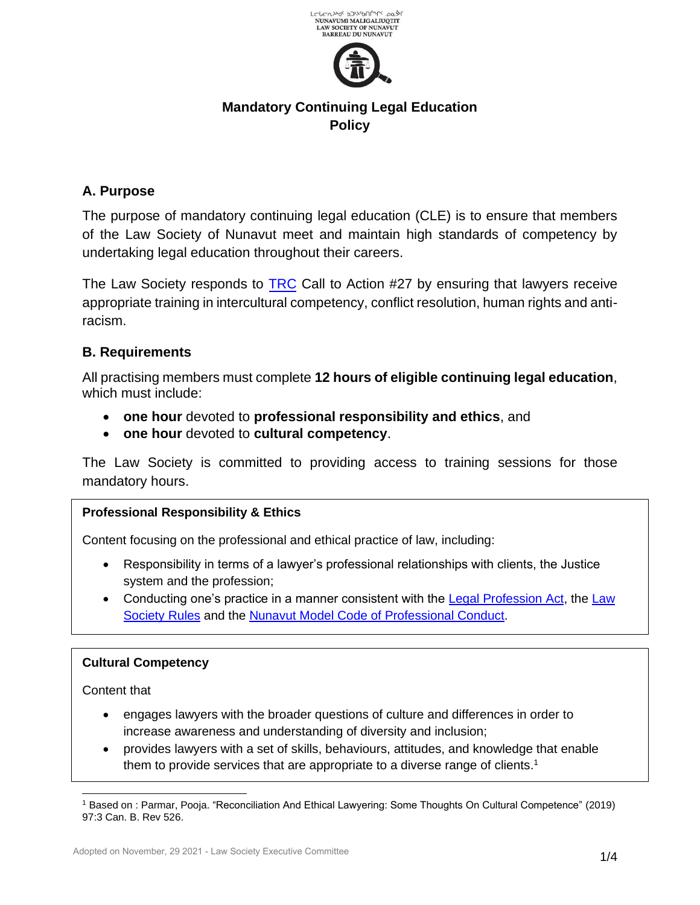ᒪᓕᒐᓕᕆᔨᒃᑯᑦ ᑲᑐᔾᔨᖃᑎᒌᖏᑦ ᓄᓇᕗᒻᒥ
NUNAVUMI MALIGALIUQTIT
LAW SOCIETY OF NUNAVUT
BARREAU DU NUNAVUT

# Mandatory Continuing Legal Education Policy

## A. Purpose

The purpose of mandatory continuing legal education (CLE) is to ensure that members of the Law Society of Nunavut meet and maintain high standards of competency by undertaking legal education throughout their careers.

The Law Society responds to TRC Call to Action #27 by ensuring that lawyers receive appropriate training in intercultural competency, conflict resolution, human rights and anti-racism.

## B. Requirements

All practising members must complete **12 hours of eligible continuing legal education**, which must include:

- **one hour** devoted to **professional responsibility and ethics**, and
- **one hour** devoted to **cultural competency**.

The Law Society is committed to providing access to training sessions for those mandatory hours.

**Professional Responsibility & Ethics**

Content focusing on the professional and ethical practice of law, including:

- Responsibility in terms of a lawyer's professional relationships with clients, the Justice system and the profession;
- Conducting one's practice in a manner consistent with the Legal Profession Act, the Law Society Rules and the Nunavut Model Code of Professional Conduct.

**Cultural Competency**

Content that

- engages lawyers with the broader questions of culture and differences in order to increase awareness and understanding of diversity and inclusion;
- provides lawyers with a set of skills, behaviours, attitudes, and knowledge that enable them to provide services that are appropriate to a diverse range of clients.[1]

[1] Based on : Parmar, Pooja. "Reconciliation And Ethical Lawyering: Some Thoughts On Cultural Competence" (2019) 97:3 Can. B. Rev 526.

Adopted on November, 29 2021 - Law Society Executive Committee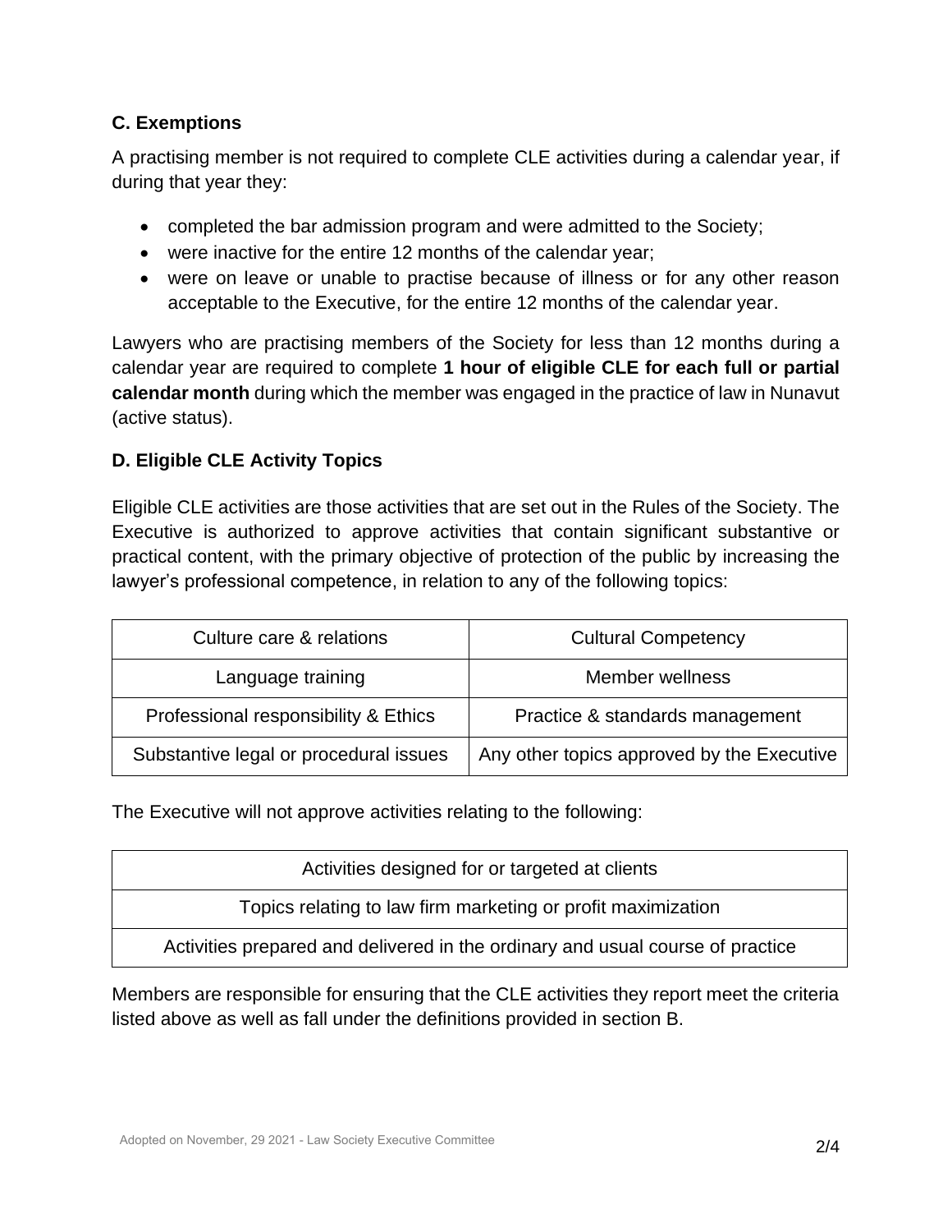### C. Exemptions

A practising member is not required to complete CLE activities during a calendar year, if during that year they:

- completed the bar admission program and were admitted to the Society;
- were inactive for the entire 12 months of the calendar year;
- were on leave or unable to practise because of illness or for any other reason acceptable to the Executive, for the entire 12 months of the calendar year.

Lawyers who are practising members of the Society for less than 12 months during a calendar year are required to complete **1 hour of eligible CLE for each full or partial calendar month** during which the member was engaged in the practice of law in Nunavut (active status).

### D. Eligible CLE Activity Topics

Eligible CLE activities are those activities that are set out in the Rules of the Society. The Executive is authorized to approve activities that contain significant substantive or practical content, with the primary objective of protection of the public by increasing the lawyer's professional competence, in relation to any of the following topics:

| Culture care & relations | Cultural Competency |
|---|---|
| Language training | Member wellness |
| Professional responsibility & Ethics | Practice & standards management |
| Substantive legal or procedural issues | Any other topics approved by the Executive |

The Executive will not approve activities relating to the following:

| Activities designed for or targeted at clients |
|---|
| Topics relating to law firm marketing or profit maximization |
| Activities prepared and delivered in the ordinary and usual course of practice |

Members are responsible for ensuring that the CLE activities they report meet the criteria listed above as well as fall under the definitions provided in section B.

Adopted on November, 29 2021 - Law Society Executive Committee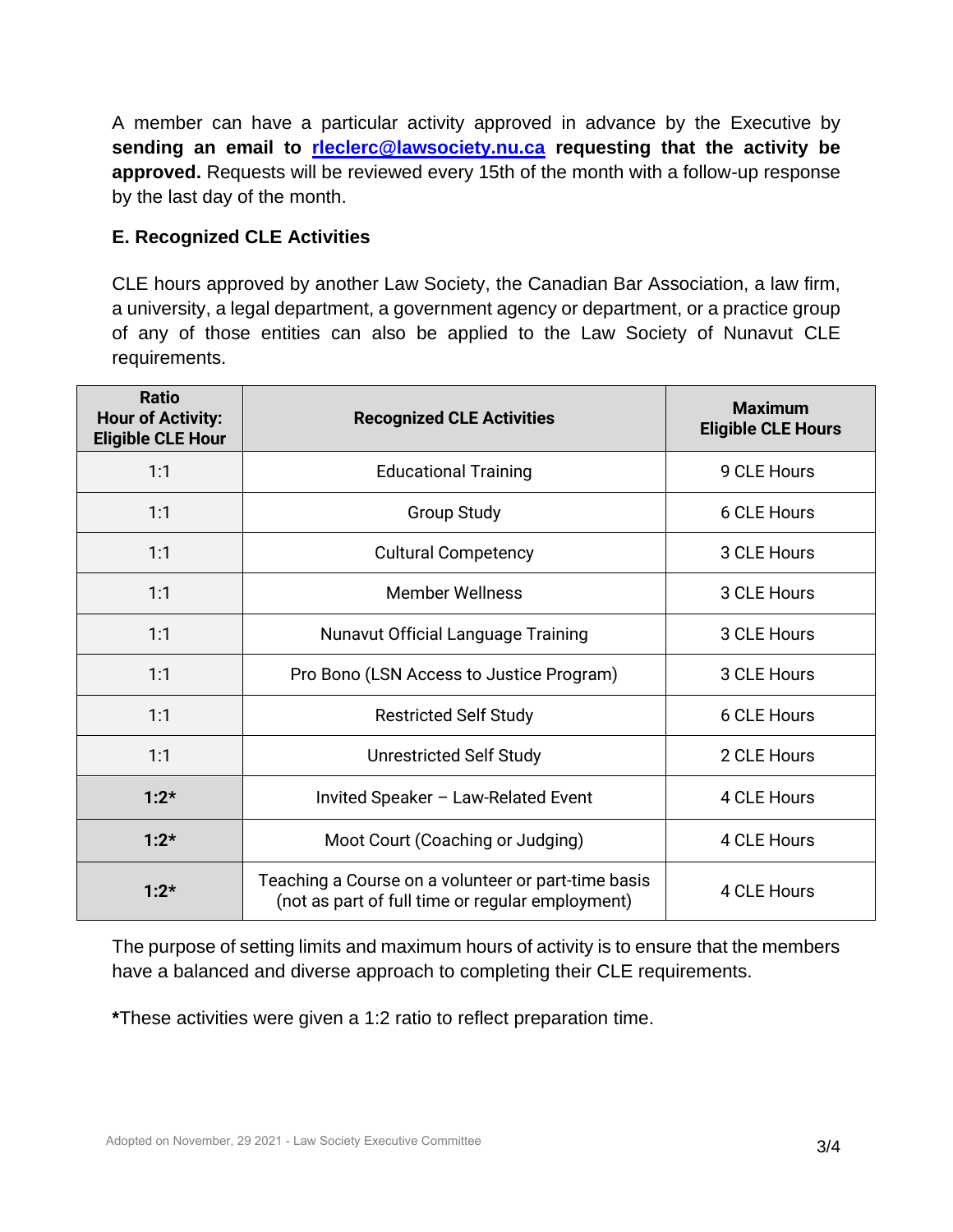A member can have a particular activity approved in advance by the Executive by **sending an email to [rleclerc@lawsociety.nu.ca](mailto:rleclerc@lawsociety.nu.ca) requesting that the activity be approved.** Requests will be reviewed every 15th of the month with a follow-up response by the last day of the month.

### E. Recognized CLE Activities

CLE hours approved by another Law Society, the Canadian Bar Association, a law firm, a university, a legal department, a government agency or department, or a practice group of any of those entities can also be applied to the Law Society of Nunavut CLE requirements.

| Ratio Hour of Activity: Eligible CLE Hour | Recognized CLE Activities | Maximum Eligible CLE Hours |
|---|---|---|
| 1:1 | Educational Training | 9 CLE Hours |
| 1:1 | Group Study | 6 CLE Hours |
| 1:1 | Cultural Competency | 3 CLE Hours |
| 1:1 | Member Wellness | 3 CLE Hours |
| 1:1 | Nunavut Official Language Training | 3 CLE Hours |
| 1:1 | Pro Bono (LSN Access to Justice Program) | 3 CLE Hours |
| 1:1 | Restricted Self Study | 6 CLE Hours |
| 1:1 | Unrestricted Self Study | 2 CLE Hours |
| **1:2*** | Invited Speaker – Law-Related Event | 4 CLE Hours |
| **1:2*** | Moot Court (Coaching or Judging) | 4 CLE Hours |
| **1:2*** | Teaching a Course on a volunteer or part-time basis (not as part of full time or regular employment) | 4 CLE Hours |

The purpose of setting limits and maximum hours of activity is to ensure that the members have a balanced and diverse approach to completing their CLE requirements.

**\***These activities were given a 1:2 ratio to reflect preparation time.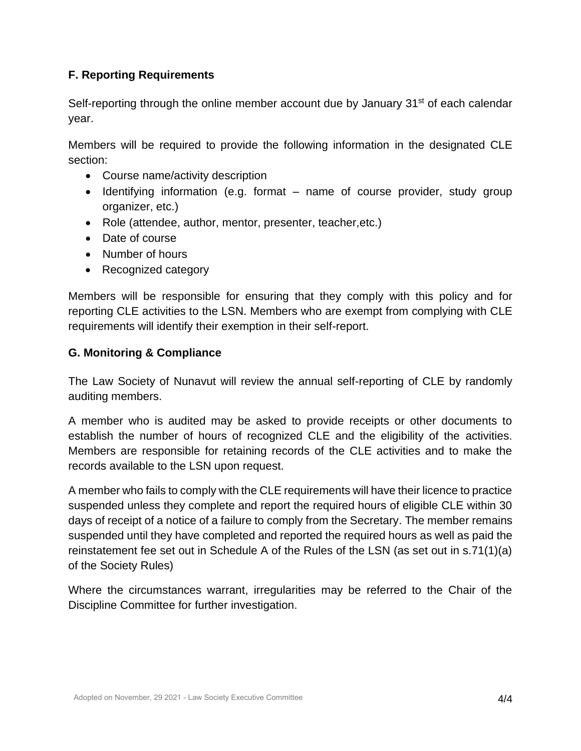## F. Reporting Requirements

Self-reporting through the online member account due by January 31st of each calendar year.

Members will be required to provide the following information in the designated CLE section:

- Course name/activity description
- Identifying information (e.g. format – name of course provider, study group organizer, etc.)
- Role (attendee, author, mentor, presenter, teacher,etc.)
- Date of course
- Number of hours
- Recognized category

Members will be responsible for ensuring that they comply with this policy and for reporting CLE activities to the LSN. Members who are exempt from complying with CLE requirements will identify their exemption in their self-report.

## G. Monitoring & Compliance

The Law Society of Nunavut will review the annual self-reporting of CLE by randomly auditing members.

A member who is audited may be asked to provide receipts or other documents to establish the number of hours of recognized CLE and the eligibility of the activities. Members are responsible for retaining records of the CLE activities and to make the records available to the LSN upon request.

A member who fails to comply with the CLE requirements will have their licence to practice suspended unless they complete and report the required hours of eligible CLE within 30 days of receipt of a notice of a failure to comply from the Secretary. The member remains suspended until they have completed and reported the required hours as well as paid the reinstatement fee set out in Schedule A of the Rules of the LSN (as set out in s.71(1)(a) of the Society Rules)

Where the circumstances warrant, irregularities may be referred to the Chair of the Discipline Committee for further investigation.

Adopted on November, 29 2021 - Law Society Executive Committee